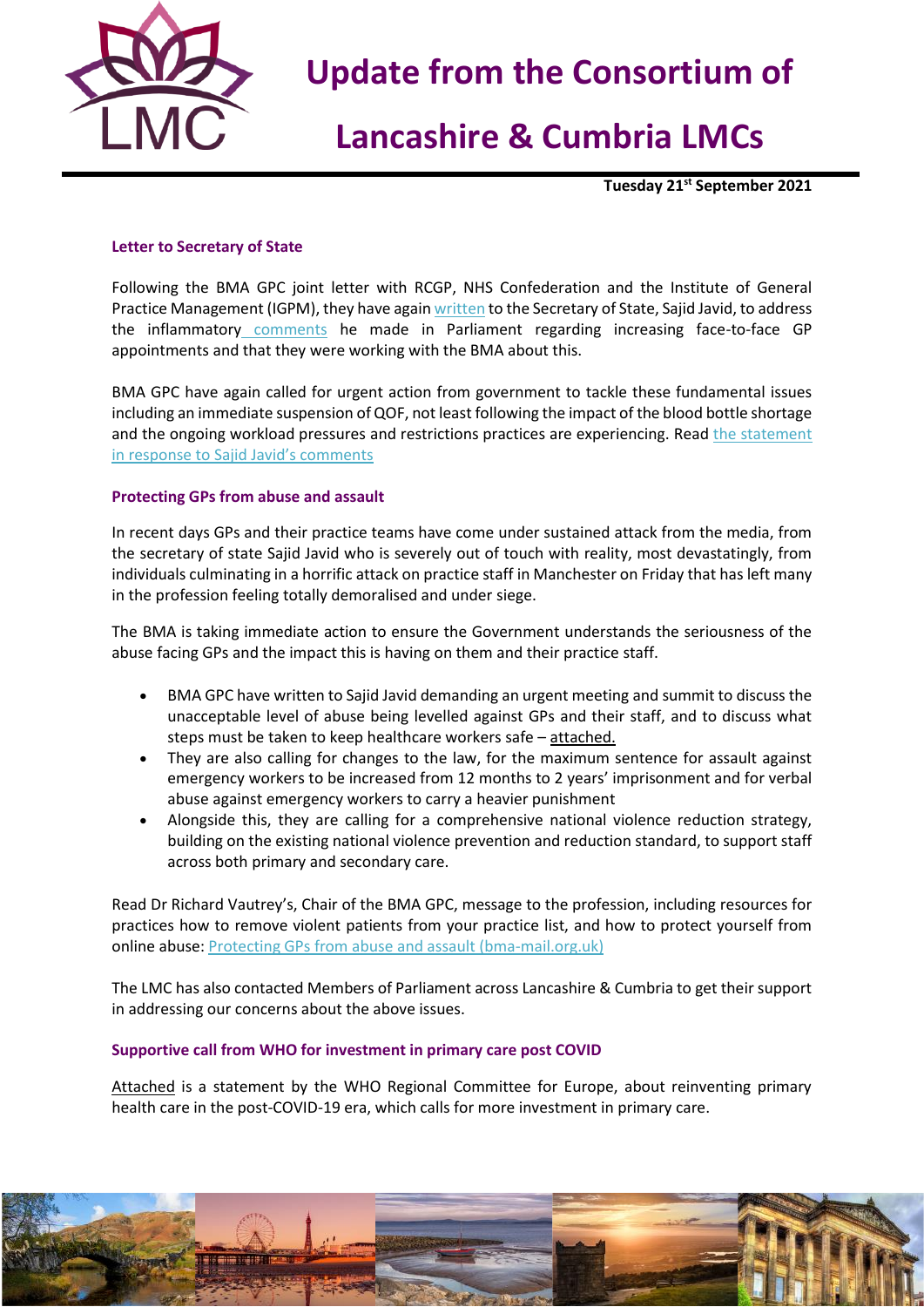# Update from the Consortium of Lancashire & Cumbria LMCs

**Tuesday 21st September 2021**

### Letter to Secretary of State

Following the BMA GPC joint letter with RCGP, NHS Confederation and the Institute of General Practice Management (IGPM), they have again written to the Secretary of State, Sajid Javid, to address the inflammatory comments he made in Parliament regarding increasing face-to-face GP appointments and that they were working with the BMA about this.

BMA GPC have again called for urgent action from government to tackle these fundamental issues including an immediate suspension of QOF, not least following the impact of the blood bottle shortage and the ongoing workload pressures and restrictions practices are experiencing. Read the statement in response to Sajid Javid's comments

### Protecting GPs from abuse and assault

In recent days GPs and their practice teams have come under sustained attack from the media, from the secretary of state Sajid Javid who is severely out of touch with reality, most devastatingly, from individuals culminating in a horrific attack on practice staff in Manchester on Friday that has left many in the profession feeling totally demoralised and under siege.

The BMA is taking immediate action to ensure the Government understands the seriousness of the abuse facing GPs and the impact this is having on them and their practice staff.

- BMA GPC have written to Sajid Javid demanding an urgent meeting and summit to discuss the unacceptable level of abuse being levelled against GPs and their staff, and to discuss what steps must be taken to keep healthcare workers safe – attached.
- They are also calling for changes to the law, for the maximum sentence for assault against emergency workers to be increased from 12 months to 2 years' imprisonment and for verbal abuse against emergency workers to carry a heavier punishment
- Alongside this, they are calling for a comprehensive national violence reduction strategy, building on the existing national violence prevention and reduction standard, to support staff across both primary and secondary care.

Read Dr Richard Vautrey's, Chair of the BMA GPC, message to the profession, including resources for practices how to remove violent patients from your practice list, and how to protect yourself from online abuse: Protecting GPs from abuse and assault (bma-mail.org.uk)

The LMC has also contacted Members of Parliament across Lancashire & Cumbria to get their support in addressing our concerns about the above issues.

### Supportive call from WHO for investment in primary care post COVID

Attached is a statement by the WHO Regional Committee for Europe, about reinventing primary health care in the post-COVID-19 era, which calls for more investment in primary care.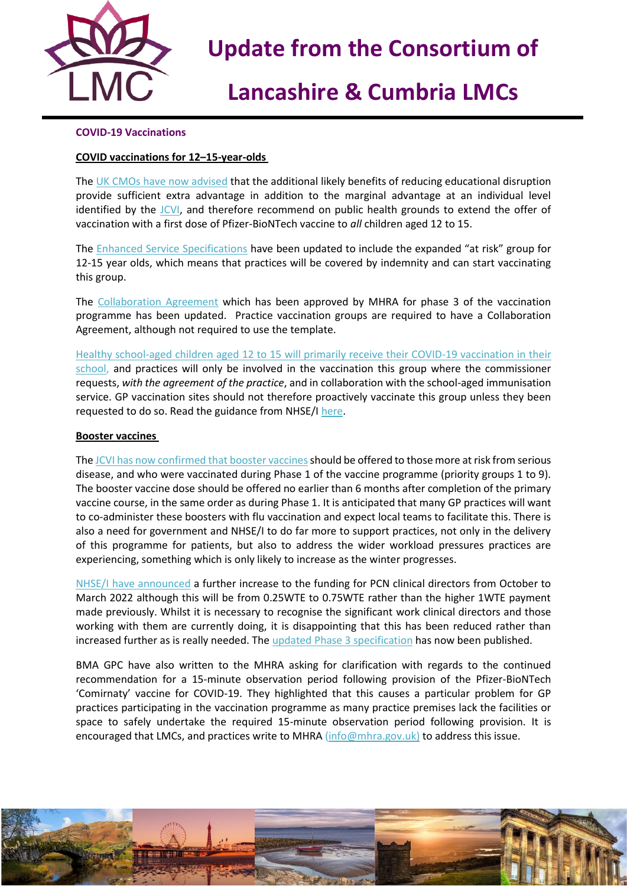# Update from the Consortium of Lancashire & Cumbria LMCs

**COVID-19 Vaccinations**

**COVID vaccinations for 12–15-year-olds**

The UK CMOs have now advised that the additional likely benefits of reducing educational disruption provide sufficient extra advantage in addition to the marginal advantage at an individual level identified by the JCVI, and therefore recommend on public health grounds to extend the offer of vaccination with a first dose of Pfizer-BioNTech vaccine to *all* children aged 12 to 15.

The Enhanced Service Specifications have been updated to include the expanded "at risk" group for 12-15 year olds, which means that practices will be covered by indemnity and can start vaccinating this group.

The Collaboration Agreement which has been approved by MHRA for phase 3 of the vaccination programme has been updated. Practice vaccination groups are required to have a Collaboration Agreement, although not required to use the template.

Healthy school-aged children aged 12 to 15 will primarily receive their COVID-19 vaccination in their school, and practices will only be involved in the vaccination this group where the commissioner requests, *with the agreement of the practice*, and in collaboration with the school-aged immunisation service. GP vaccination sites should not therefore proactively vaccinate this group unless they been requested to do so. Read the guidance from NHSE/I here.

**Booster vaccines**

The JCVI has now confirmed that booster vaccines should be offered to those more at risk from serious disease, and who were vaccinated during Phase 1 of the vaccine programme (priority groups 1 to 9). The booster vaccine dose should be offered no earlier than 6 months after completion of the primary vaccine course, in the same order as during Phase 1. It is anticipated that many GP practices will want to co-administer these boosters with flu vaccination and expect local teams to facilitate this. There is also a need for government and NHSE/I to do far more to support practices, not only in the delivery of this programme for patients, but also to address the wider workload pressures practices are experiencing, something which is only likely to increase as the winter progresses.

NHSE/I have announced a further increase to the funding for PCN clinical directors from October to March 2022 although this will be from 0.25WTE to 0.75WTE rather than the higher 1WTE payment made previously. Whilst it is necessary to recognise the significant work clinical directors and those working with them are currently doing, it is disappointing that this has been reduced rather than increased further as is really needed. The updated Phase 3 specification has now been published.

BMA GPC have also written to the MHRA asking for clarification with regards to the continued recommendation for a 15-minute observation period following provision of the Pfizer-BioNTech 'Comirnaty' vaccine for COVID-19. They highlighted that this causes a particular problem for GP practices participating in the vaccination programme as many practice premises lack the facilities or space to safely undertake the required 15-minute observation period following provision. It is encouraged that LMCs, and practices write to MHRA (info@mhra.gov.uk) to address this issue.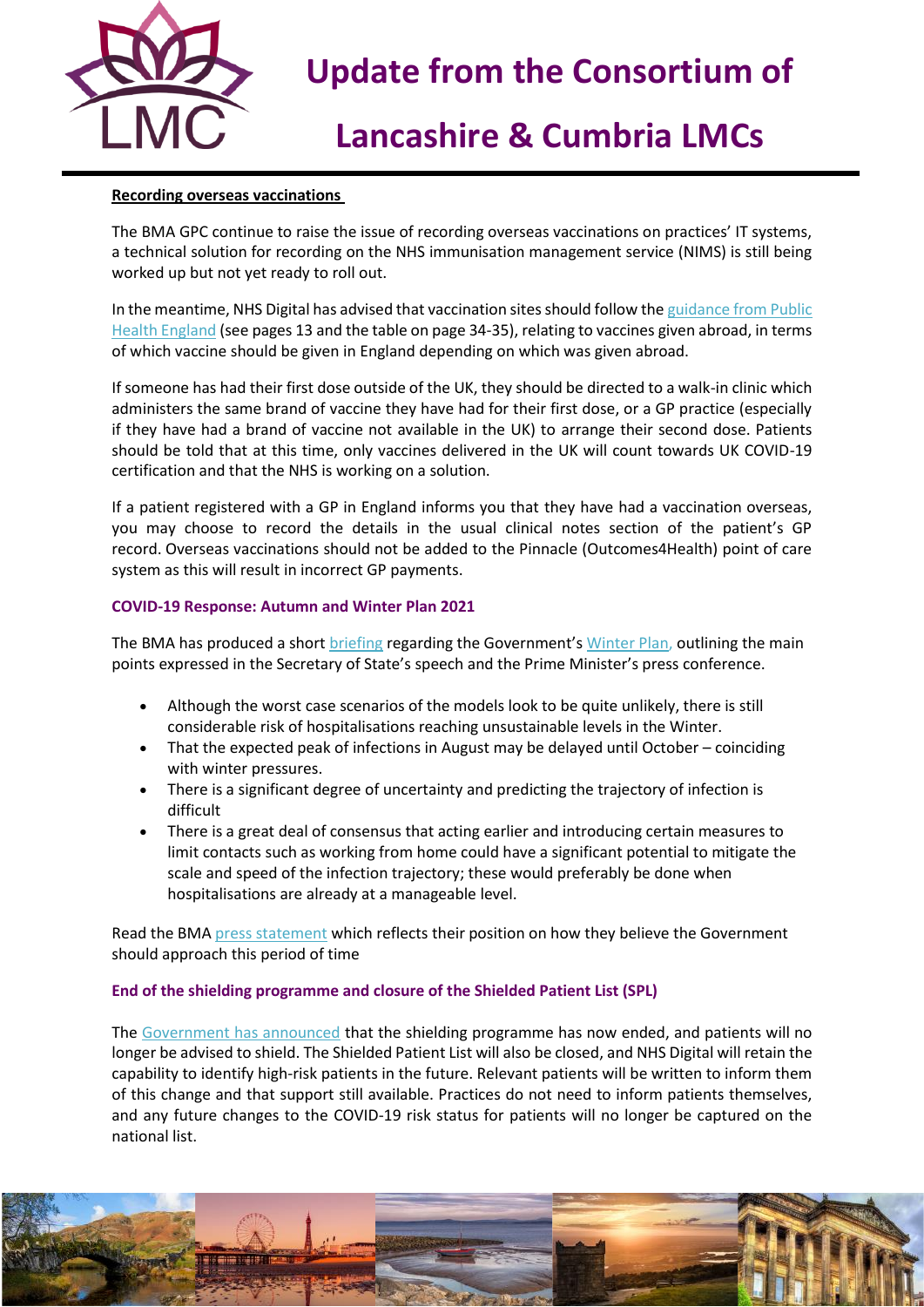**Recording overseas vaccinations**

The BMA GPC continue to raise the issue of recording overseas vaccinations on practices' IT systems, a technical solution for recording on the NHS immunisation management service (NIMS) is still being worked up but not yet ready to roll out.

In the meantime, NHS Digital has advised that vaccination sites should follow the guidance from Public Health England (see pages 13 and the table on page 34-35), relating to vaccines given abroad, in terms of which vaccine should be given in England depending on which was given abroad.

If someone has had their first dose outside of the UK, they should be directed to a walk-in clinic which administers the same brand of vaccine they have had for their first dose, or a GP practice (especially if they have had a brand of vaccine not available in the UK) to arrange their second dose. Patients should be told that at this time, only vaccines delivered in the UK will count towards UK COVID-19 certification and that the NHS is working on a solution.

If a patient registered with a GP in England informs you that they have had a vaccination overseas, you may choose to record the details in the usual clinical notes section of the patient's GP record. Overseas vaccinations should not be added to the Pinnacle (Outcomes4Health) point of care system as this will result in incorrect GP payments.

**COVID-19 Response: Autumn and Winter Plan 2021**

The BMA has produced a short briefing regarding the Government's Winter Plan, outlining the main points expressed in the Secretary of State's speech and the Prime Minister's press conference.

- Although the worst case scenarios of the models look to be quite unlikely, there is still considerable risk of hospitalisations reaching unsustainable levels in the Winter.
- That the expected peak of infections in August may be delayed until October – coinciding with winter pressures.
- There is a significant degree of uncertainty and predicting the trajectory of infection is difficult
- There is a great deal of consensus that acting earlier and introducing certain measures to limit contacts such as working from home could have a significant potential to mitigate the scale and speed of the infection trajectory; these would preferably be done when hospitalisations are already at a manageable level.

Read the BMA press statement which reflects their position on how they believe the Government should approach this period of time

**End of the shielding programme and closure of the Shielded Patient List (SPL)**

The Government has announced that the shielding programme has now ended, and patients will no longer be advised to shield. The Shielded Patient List will also be closed, and NHS Digital will retain the capability to identify high-risk patients in the future. Relevant patients will be written to inform them of this change and that support still available. Practices do not need to inform patients themselves, and any future changes to the COVID-19 risk status for patients will no longer be captured on the national list.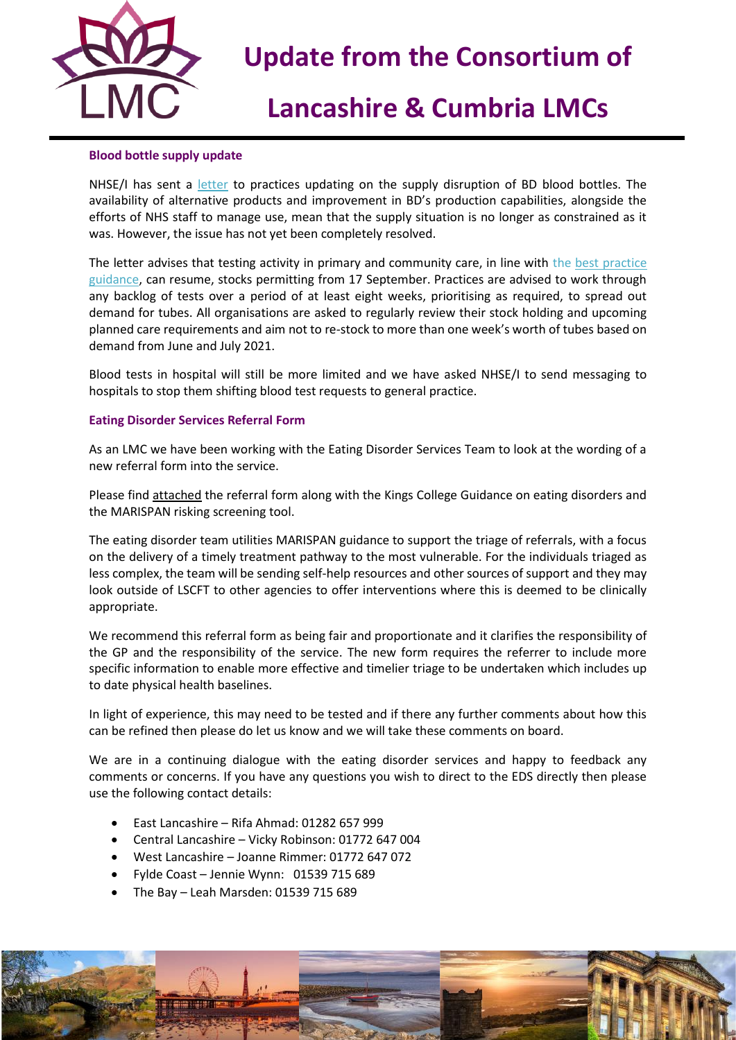# Update from the Consortium of Lancashire & Cumbria LMCs

### Blood bottle supply update

NHSE/I has sent a letter to practices updating on the supply disruption of BD blood bottles. The availability of alternative products and improvement in BD's production capabilities, alongside the efforts of NHS staff to manage use, mean that the supply situation is no longer as constrained as it was. However, the issue has not yet been completely resolved.

The letter advises that testing activity in primary and community care, in line with the best practice guidance, can resume, stocks permitting from 17 September. Practices are advised to work through any backlog of tests over a period of at least eight weeks, prioritising as required, to spread out demand for tubes. All organisations are asked to regularly review their stock holding and upcoming planned care requirements and aim not to re-stock to more than one week's worth of tubes based on demand from June and July 2021.

Blood tests in hospital will still be more limited and we have asked NHSE/I to send messaging to hospitals to stop them shifting blood test requests to general practice.

### Eating Disorder Services Referral Form

As an LMC we have been working with the Eating Disorder Services Team to look at the wording of a new referral form into the service.

Please find attached the referral form along with the Kings College Guidance on eating disorders and the MARISPAN risking screening tool.

The eating disorder team utilities MARISPAN guidance to support the triage of referrals, with a focus on the delivery of a timely treatment pathway to the most vulnerable. For the individuals triaged as less complex, the team will be sending self-help resources and other sources of support and they may look outside of LSCFT to other agencies to offer interventions where this is deemed to be clinically appropriate.

We recommend this referral form as being fair and proportionate and it clarifies the responsibility of the GP and the responsibility of the service. The new form requires the referrer to include more specific information to enable more effective and timelier triage to be undertaken which includes up to date physical health baselines.

In light of experience, this may need to be tested and if there any further comments about how this can be refined then please do let us know and we will take these comments on board.

We are in a continuing dialogue with the eating disorder services and happy to feedback any comments or concerns. If you have any questions you wish to direct to the EDS directly then please use the following contact details:

- East Lancashire – Rifa Ahmad: 01282 657 999
- Central Lancashire – Vicky Robinson: 01772 647 004
- West Lancashire – Joanne Rimmer: 01772 647 072
- Fylde Coast – Jennie Wynn: 01539 715 689
- The Bay – Leah Marsden: 01539 715 689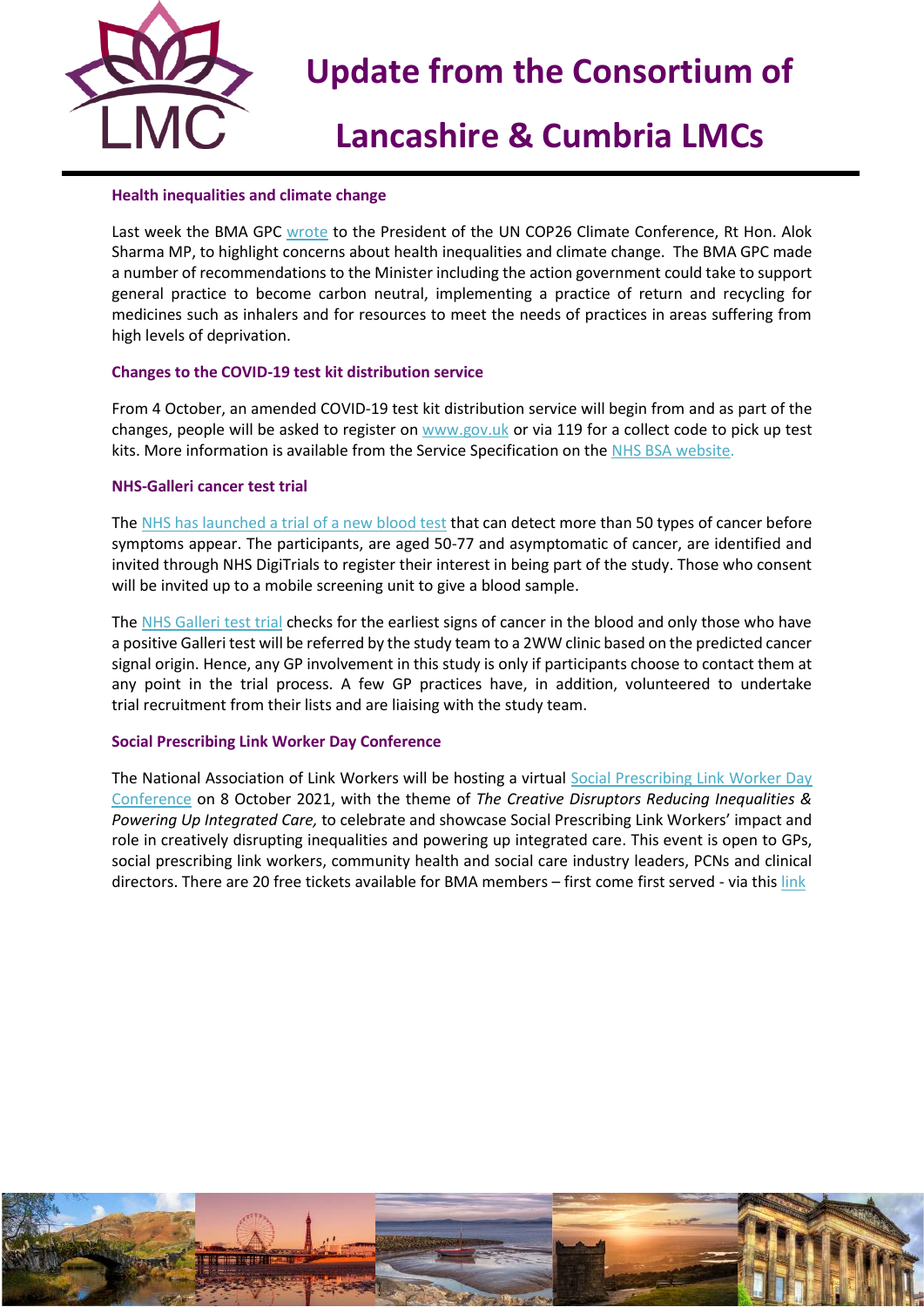# Update from the Consortium of Lancashire & Cumbria LMCs

**Health inequalities and climate change**

Last week the BMA GPC wrote to the President of the UN COP26 Climate Conference, Rt Hon. Alok Sharma MP, to highlight concerns about health inequalities and climate change. The BMA GPC made a number of recommendations to the Minister including the action government could take to support general practice to become carbon neutral, implementing a practice of return and recycling for medicines such as inhalers and for resources to meet the needs of practices in areas suffering from high levels of deprivation.

**Changes to the COVID-19 test kit distribution service**

From 4 October, an amended COVID-19 test kit distribution service will begin from and as part of the changes, people will be asked to register on www.gov.uk or via 119 for a collect code to pick up test kits. More information is available from the Service Specification on the NHS BSA website.

**NHS-Galleri cancer test trial**

The NHS has launched a trial of a new blood test that can detect more than 50 types of cancer before symptoms appear. The participants, are aged 50-77 and asymptomatic of cancer, are identified and invited through NHS DigiTrials to register their interest in being part of the study. Those who consent will be invited up to a mobile screening unit to give a blood sample.

The NHS Galleri test trial checks for the earliest signs of cancer in the blood and only those who have a positive Galleri test will be referred by the study team to a 2WW clinic based on the predicted cancer signal origin. Hence, any GP involvement in this study is only if participants choose to contact them at any point in the trial process. A few GP practices have, in addition, volunteered to undertake trial recruitment from their lists and are liaising with the study team.

**Social Prescribing Link Worker Day Conference**

The National Association of Link Workers will be hosting a virtual Social Prescribing Link Worker Day Conference on 8 October 2021, with the theme of *The Creative Disruptors Reducing Inequalities & Powering Up Integrated Care,* to celebrate and showcase Social Prescribing Link Workers' impact and role in creatively disrupting inequalities and powering up integrated care. This event is open to GPs, social prescribing link workers, community health and social care industry leaders, PCNs and clinical directors. There are 20 free tickets available for BMA members – first come first served - via this link